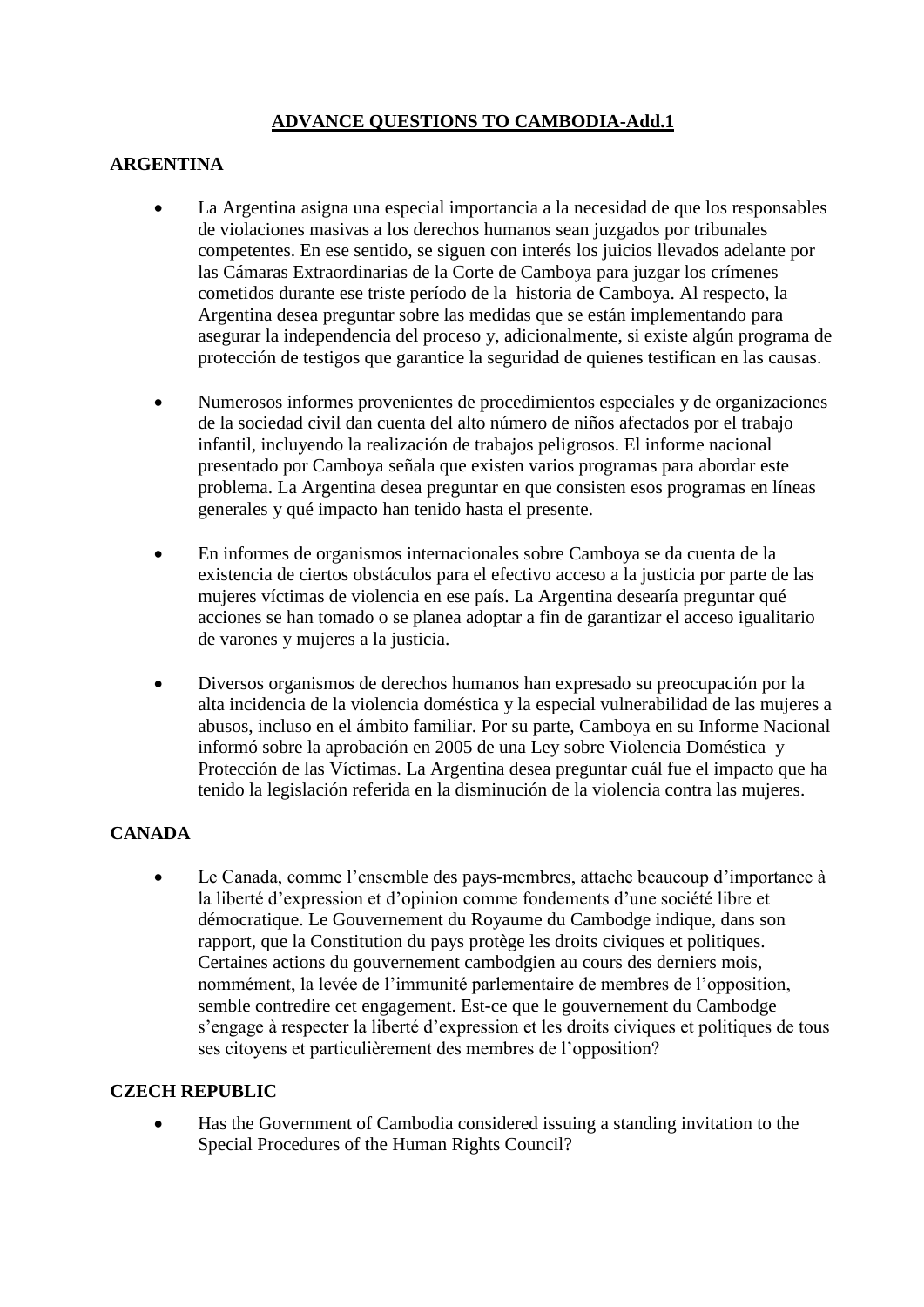# ADVANCE QUESTIONS TO CAMBODIA-Add.1

## ARGENTINA

- La Argentina asigna una especial importancia a la necesidad de que los responsables de violaciones masivas a los derechos humanos sean juzgados por tribunales competentes. En ese sentido, se siguen con interés los juicios llevados adelante por las Cámaras Extraordinarias de la Corte de Camboya para juzgar los crímenes cometidos durante ese triste período de la historia de Camboya. Al respecto, la Argentina desea preguntar sobre las medidas que se están implementando para asegurar la independencia del proceso y, adicionalmente, si existe algún programa de protección de testigos que garantice la seguridad de quienes testifican en las causas.

- Numerosos informes provenientes de procedimientos especiales y de organizaciones de la sociedad civil dan cuenta del alto número de niños afectados por el trabajo infantil, incluyendo la realización de trabajos peligrosos. El informe nacional presentado por Camboya señala que existen varios programas para abordar este problema. La Argentina desea preguntar en que consisten esos programas en líneas generales y qué impacto han tenido hasta el presente.

- En informes de organismos internacionales sobre Camboya se da cuenta de la existencia de ciertos obstáculos para el efectivo acceso a la justicia por parte de las mujeres víctimas de violencia en ese país. La Argentina desearía preguntar qué acciones se han tomado o se planea adoptar a fin de garantizar el acceso igualitario de varones y mujeres a la justicia.

- Diversos organismos de derechos humanos han expresado su preocupación por la alta incidencia de la violencia doméstica y la especial vulnerabilidad de las mujeres a abusos, incluso en el ámbito familiar. Por su parte, Camboya en su Informe Nacional informó sobre la aprobación en 2005 de una Ley sobre Violencia Doméstica y Protección de las Víctimas. La Argentina desea preguntar cuál fue el impacto que ha tenido la legislación referida en la disminución de la violencia contra las mujeres.

## CANADA

- Le Canada, comme l'ensemble des pays-membres, attache beaucoup d'importance à la liberté d'expression et d'opinion comme fondements d'une société libre et démocratique. Le Gouvernement du Royaume du Cambodge indique, dans son rapport, que la Constitution du pays protège les droits civiques et politiques. Certaines actions du gouvernement cambodgien au cours des derniers mois, nommément, la levée de l'immunité parlementaire de membres de l'opposition, semble contredire cet engagement. Est-ce que le gouvernement du Cambodge s'engage à respecter la liberté d'expression et les droits civiques et politiques de tous ses citoyens et particulièrement des membres de l'opposition?

## CZECH REPUBLIC

- Has the Government of Cambodia considered issuing a standing invitation to the Special Procedures of the Human Rights Council?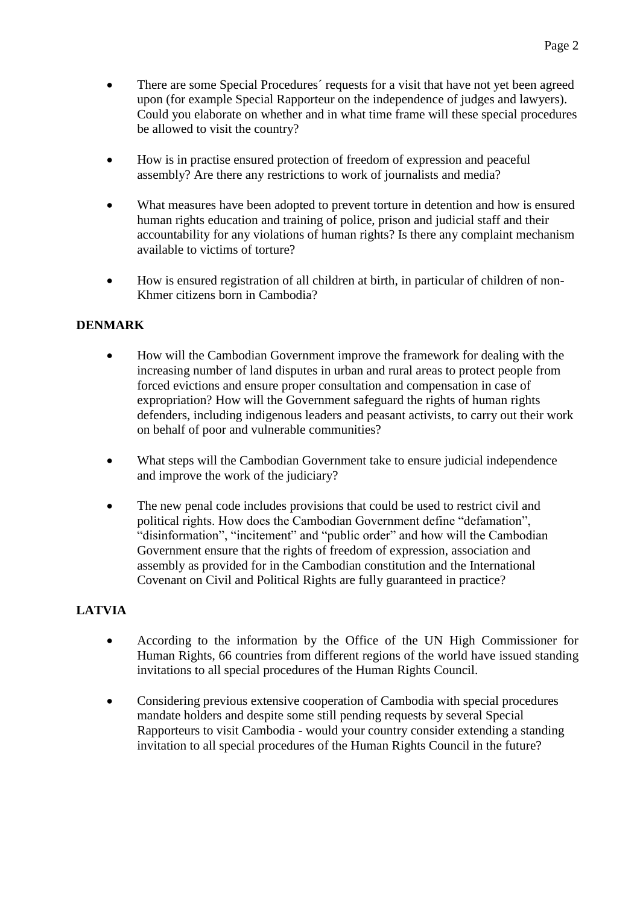- There are some Special Procedures´ requests for a visit that have not yet been agreed upon (for example Special Rapporteur on the independence of judges and lawyers). Could you elaborate on whether and in what time frame will these special procedures be allowed to visit the country?

- How is in practise ensured protection of freedom of expression and peaceful assembly? Are there any restrictions to work of journalists and media?

- What measures have been adopted to prevent torture in detention and how is ensured human rights education and training of police, prison and judicial staff and their accountability for any violations of human rights? Is there any complaint mechanism available to victims of torture?

- How is ensured registration of all children at birth, in particular of children of non-Khmer citizens born in Cambodia?

**DENMARK**

- How will the Cambodian Government improve the framework for dealing with the increasing number of land disputes in urban and rural areas to protect people from forced evictions and ensure proper consultation and compensation in case of expropriation? How will the Government safeguard the rights of human rights defenders, including indigenous leaders and peasant activists, to carry out their work on behalf of poor and vulnerable communities?

- What steps will the Cambodian Government take to ensure judicial independence and improve the work of the judiciary?

- The new penal code includes provisions that could be used to restrict civil and political rights. How does the Cambodian Government define "defamation", "disinformation", "incitement" and "public order" and how will the Cambodian Government ensure that the rights of freedom of expression, association and assembly as provided for in the Cambodian constitution and the International Covenant on Civil and Political Rights are fully guaranteed in practice?

**LATVIA**

- According to the information by the Office of the UN High Commissioner for Human Rights, 66 countries from different regions of the world have issued standing invitations to all special procedures of the Human Rights Council.

- Considering previous extensive cooperation of Cambodia with special procedures mandate holders and despite some still pending requests by several Special Rapporteurs to visit Cambodia - would your country consider extending a standing invitation to all special procedures of the Human Rights Council in the future?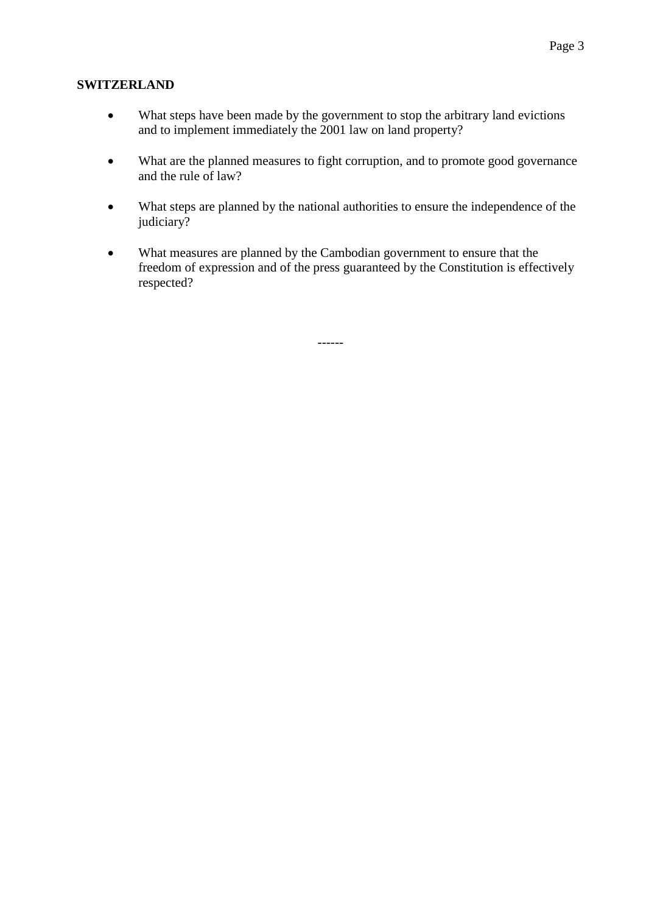**SWITZERLAND**

- What steps have been made by the government to stop the arbitrary land evictions and to implement immediately the 2001 law on land property?

- What are the planned measures to fight corruption, and to promote good governance and the rule of law?

- What steps are planned by the national authorities to ensure the independence of the judiciary?

- What measures are planned by the Cambodian government to ensure that the freedom of expression and of the press guaranteed by the Constitution is effectively respected?

------